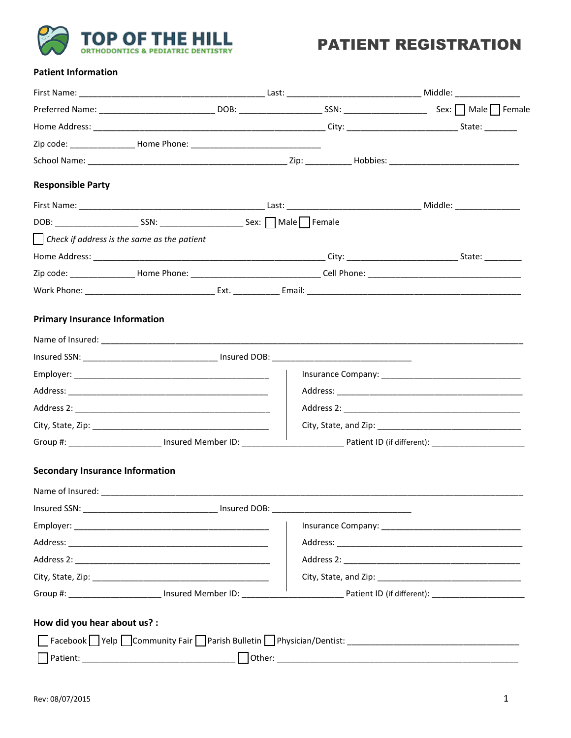# TOP OF THE HILL
ORTHODONTICS & PEDIATRIC DENTISTRY

# PATIENT REGISTRATION

## Patient Information

First Name: ______________________________ Last: ______________________ Middle: ___________

Preferred Name: ____________________ DOB: ______________ SSN: ______________ Sex: ☐ Male ☐ Female

Home Address: ________________________________________ City: ___________________ State: ______

Zip code: ___________ Home Phone: ______________________

School Name: ___________________________________ Zip: ________ Hobbies: ______________________

## Responsible Party

First Name: ______________________________ Last: ______________________ Middle: ___________

DOB: ______________ SSN: ______________ Sex: ☐ Male ☐ Female

☐ *Check if address is the same as the patient*

Home Address: ________________________________________ City: ___________________ State: _______

Zip code: ___________ Home Phone: ______________________ Cell Phone: __________________________

Work Phone: ______________________ Ext. ________ Email: ____________________________________

## Primary Insurance Information

Name of Insured: ______________________________________________________________________

Insured SSN: ______________________ Insured DOB: _______________________

Employer: ___________________________________

Address: ___________________________________

Address 2: ___________________________________

City, State, Zip: _____________________________

Insurance Company: ___________________________

Address: ___________________________________

Address 2: _________________________________

City, State, and Zip: __________________________

Group #: _______________ Insured Member ID: _________________ Patient ID (if different): ________________

## Secondary Insurance Information

Name of Insured: ______________________________________________________________________

Insured SSN: ______________________ Insured DOB: _______________________

Employer: ___________________________________

Address: ___________________________________

Address 2: ___________________________________

City, State, Zip: _____________________________

Insurance Company: ___________________________

Address: ___________________________________

Address 2: _________________________________

City, State, and Zip: __________________________

Group #: _______________ Insured Member ID: _________________ Patient ID (if different): ________________

## How did you hear about us? :

☐ Facebook ☐ Yelp ☐ Community Fair ☐ Parish Bulletin ☐ Physician/Dentist: ______________________________

☐ Patient: __________________________ ☐ Other: ________________________________________

Rev: 08/07/2015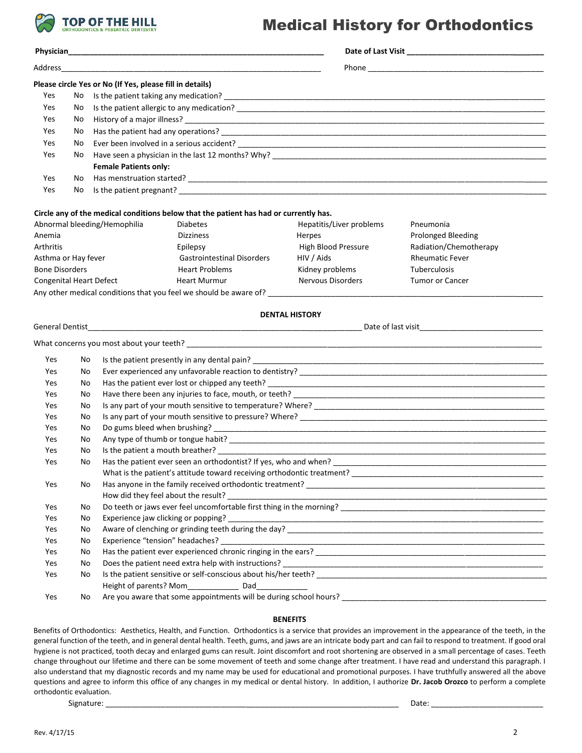**TOP OF THE HILL**
ORTHODONTICS & PEDIATRIC DENTISTRY

# Medical History for Orthodontics

**Physician**______________________________ **Date of Last Visit** ______________________

Address______________________________ Phone ______________________

**Please circle Yes or No (If Yes, please fill in details)**

- Yes No Is the patient taking any medication? ______________________
- Yes No Is the patient allergic to any medication? ______________________
- Yes No History of a major illness? ______________________
- Yes No Has the patient had any operations? ______________________
- Yes No Ever been involved in a serious accident? ______________________
- Yes No Have seen a physician in the last 12 months? Why? ______________________

**Female Patients only:**

- Yes No Has menstruation started? ______________________
- Yes No Is the patient pregnant? ______________________

**Circle any of the medical conditions below that the patient has had or currently has.**

| | | | |
|---|---|---|---|
| Abnormal bleeding/Hemophilia | Diabetes | Hepatitis/Liver problems | Pneumonia |
| Anemia | Dizziness | Herpes | Prolonged Bleeding |
| Arthritis | Epilepsy | High Blood Pressure | Radiation/Chemotherapy |
| Asthma or Hay fever | Gastrointestinal Disorders | HIV / Aids | Rheumatic Fever |
| Bone Disorders | Heart Problems | Kidney problems | Tuberculosis |
| Congenital Heart Defect | Heart Murmur | Nervous Disorders | Tumor or Cancer |

Any other medical conditions that you feel we should be aware of? ______________________

## DENTAL HISTORY

General Dentist______________________________ Date of last visit______________________

What concerns you most about your teeth? ______________________

- Yes No Is the patient presently in any dental pain? ______________________
- Yes No Ever experienced any unfavorable reaction to dentistry? ______________________
- Yes No Has the patient ever lost or chipped any teeth? ______________________
- Yes No Have there been any injuries to face, mouth, or teeth? ______________________
- Yes No Is any part of your mouth sensitive to temperature? Where? ______________________
- Yes No Is any part of your mouth sensitive to pressure? Where? ______________________
- Yes No Do gums bleed when brushing? ______________________
- Yes No Any type of thumb or tongue habit? ______________________
- Yes No Is the patient a mouth breather? ______________________
- Yes No Has the patient ever seen an orthodontist? If yes, who and when? ______________________
  - What is the patient's attitude toward receiving orthodontic treatment? ______________________
- Yes No Has anyone in the family received orthodontic treatment? ______________________
  - How did they feel about the result? ______________________
- Yes No Do teeth or jaws ever feel uncomfortable first thing in the morning? ______________________
- Yes No Experience jaw clicking or popping? ______________________
- Yes No Aware of clenching or grinding teeth during the day? ______________________
- Yes No Experience "tension" headaches? ______________________
- Yes No Has the patient ever experienced chronic ringing in the ears? ______________________
- Yes No Does the patient need extra help with instructions? ______________________
- Yes No Is the patient sensitive or self-conscious about his/her teeth? ______________________
  - Height of parents? Mom____________ Dad____________
- Yes No Are you aware that some appointments will be during school hours? ______________________

## BENEFITS

Benefits of Orthodontics: Aesthetics, Health, and Function. Orthodontics is a service that provides an improvement in the appearance of the teeth, in the general function of the teeth, and in general dental health. Teeth, gums, and jaws are an intricate body part and can fail to respond to treatment. If good oral hygiene is not practiced, tooth decay and enlarged gums can result. Joint discomfort and root shortening are observed in a small percentage of cases. Teeth change throughout our lifetime and there can be some movement of teeth and some change after treatment. I have read and understand this paragraph. I also understand that my diagnostic records and my name may be used for educational and promotional purposes. I have truthfully answered all the above questions and agree to inform this office of any changes in my medical or dental history. In addition, I authorize **Dr. Jacob Orozco** to perform a complete orthodontic evaluation.

Signature: ______________________________ Date: ______________________

Rev. 4/17/15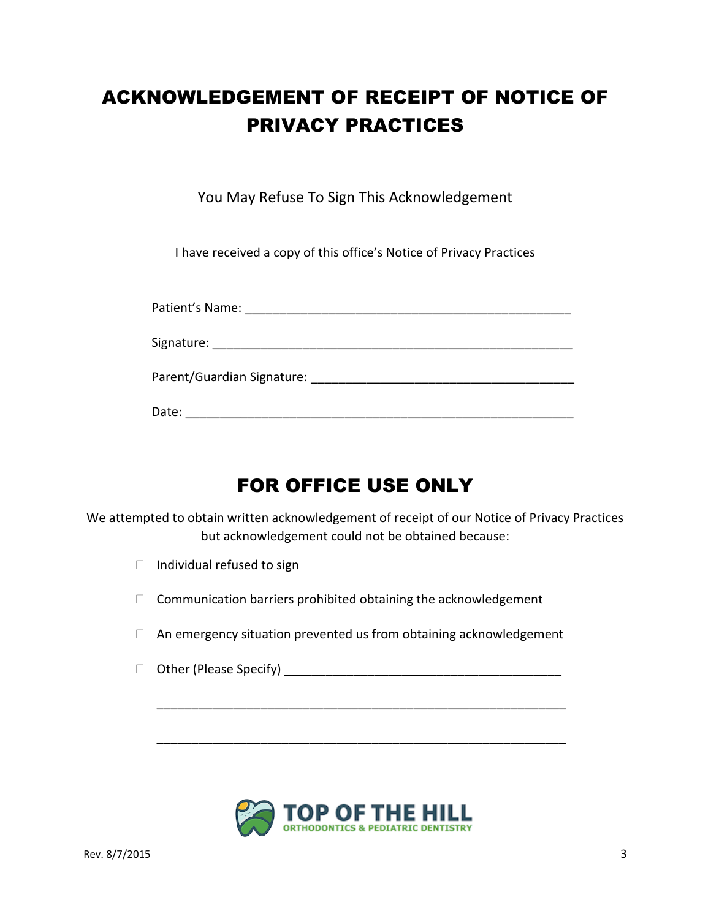# ACKNOWLEDGEMENT OF RECEIPT OF NOTICE OF PRIVACY PRACTICES

You May Refuse To Sign This Acknowledgement

I have received a copy of this office's Notice of Privacy Practices

Patient's Name: _______________________________________________

Signature: ___________________________________________________

Parent/Guardian Signature: _____________________________________

Date: _______________________________________________________

---

## FOR OFFICE USE ONLY

We attempted to obtain written acknowledgement of receipt of our Notice of Privacy Practices but acknowledgement could not be obtained because:

- ☐ Individual refused to sign
- ☐ Communication barriers prohibited obtaining the acknowledgement
- ☐ An emergency situation prevented us from obtaining acknowledgement
- ☐ Other (Please Specify) ________________________________________

  ___________________________________________________________

  ___________________________________________________________

TOP OF THE HILL
ORTHODONTICS & PEDIATRIC DENTISTRY

Rev. 8/7/2015